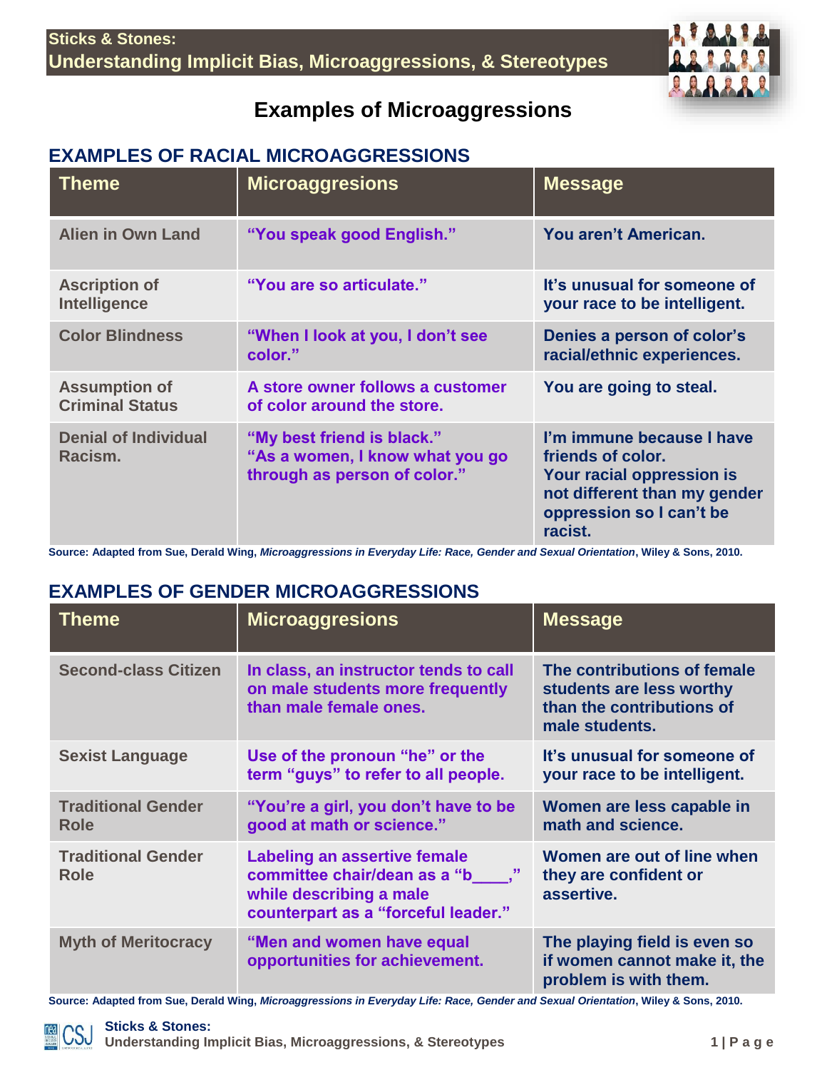# Examples of Microaggressions

## EXAMPLES OF RACIAL MICROAGGRESSIONS

| Theme | Microaggresions | Message |
|---|---|---|
| Alien in Own Land | "You speak good English." | You aren't American. |
| Ascription of Intelligence | "You are so articulate." | It's unusual for someone of your race to be intelligent. |
| Color Blindness | "When I look at you, I don't see color." | Denies a person of color's racial/ethnic experiences. |
| Assumption of Criminal Status | A store owner follows a customer of color around the store. | You are going to steal. |
| Denial of Individual Racism. | "My best friend is black." "As a women, I know what you go through as person of color." | I'm immune because I have friends of color. Your racial oppression is not different than my gender oppression so I can't be racist. |

Source: Adapted from Sue, Derald Wing, *Microaggressions in Everyday Life: Race, Gender and Sexual Orientation*, Wiley & Sons, 2010.

## EXAMPLES OF GENDER MICROAGGRESSIONS

| Theme | Microaggresions | Message |
|---|---|---|
| Second-class Citizen | In class, an instructor tends to call on male students more frequently than male female ones. | The contributions of female students are less worthy than the contributions of male students. |
| Sexist Language | Use of the pronoun "he" or the term "guys" to refer to all people. | It's unusual for someone of your race to be intelligent. |
| Traditional Gender Role | "You're a girl, you don't have to be good at math or science." | Women are less capable in math and science. |
| Traditional Gender Role | Labeling an assertive female committee chair/dean as a "b____," while describing a male counterpart as a "forceful leader." | Women are out of line when they are confident or assertive. |
| Myth of Meritocracy | "Men and women have equal opportunities for achievement. | The playing field is even so if women cannot make it, the problem is with them. |

Source: Adapted from Sue, Derald Wing, *Microaggressions in Everyday Life: Race, Gender and Sexual Orientation*, Wiley & Sons, 2010.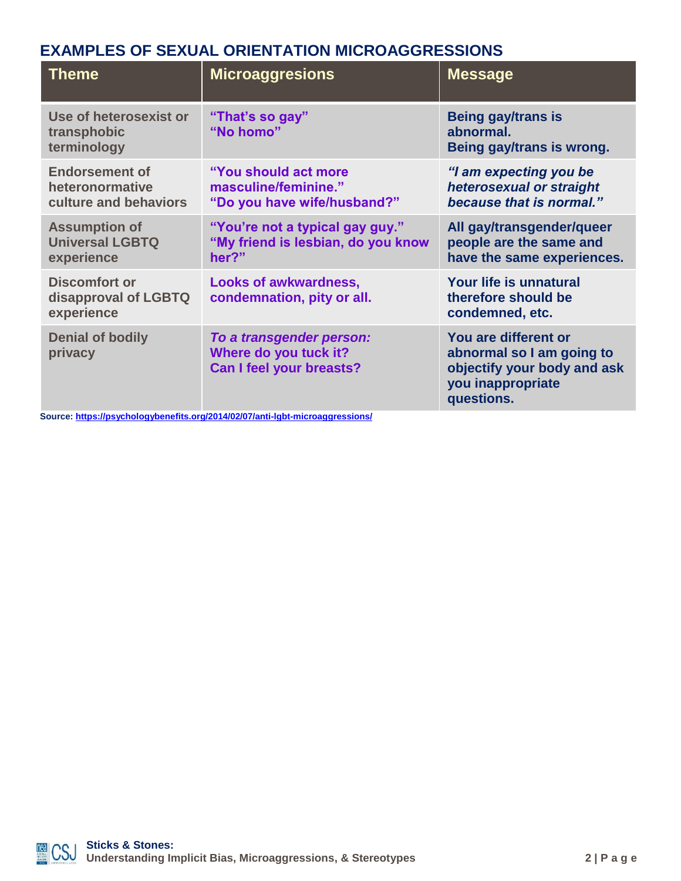## EXAMPLES OF SEXUAL ORIENTATION MICROAGGRESSIONS

| Theme | Microaggresions | Message |
|---|---|---|
| Use of heterosexist or transphobic terminology | "That's so gay"<br>"No homo" | Being gay/trans is abnormal.<br>Being gay/trans is wrong. |
| Endorsement of heteronormative culture and behaviors | "You should act more masculine/feminine."<br>"Do you have wife/husband?" | *"I am expecting you be heterosexual or straight because that is normal."* |
| Assumption of Universal LGBTQ experience | "You're not a typical gay guy."<br>"My friend is lesbian, do you know her?" | All gay/transgender/queer people are the same and have the same experiences. |
| Discomfort or disapproval of LGBTQ experience | Looks of awkwardness, condemnation, pity or all. | Your life is unnatural therefore should be condemned, etc. |
| Denial of bodily privacy | *To a transgender person:*<br>Where do you tuck it?<br>Can I feel your breasts? | You are different or abnormal so I am going to objectify your body and ask you inappropriate questions. |

**Source:** https://psychologybenefits.org/2014/02/07/anti-lgbt-microaggressions/